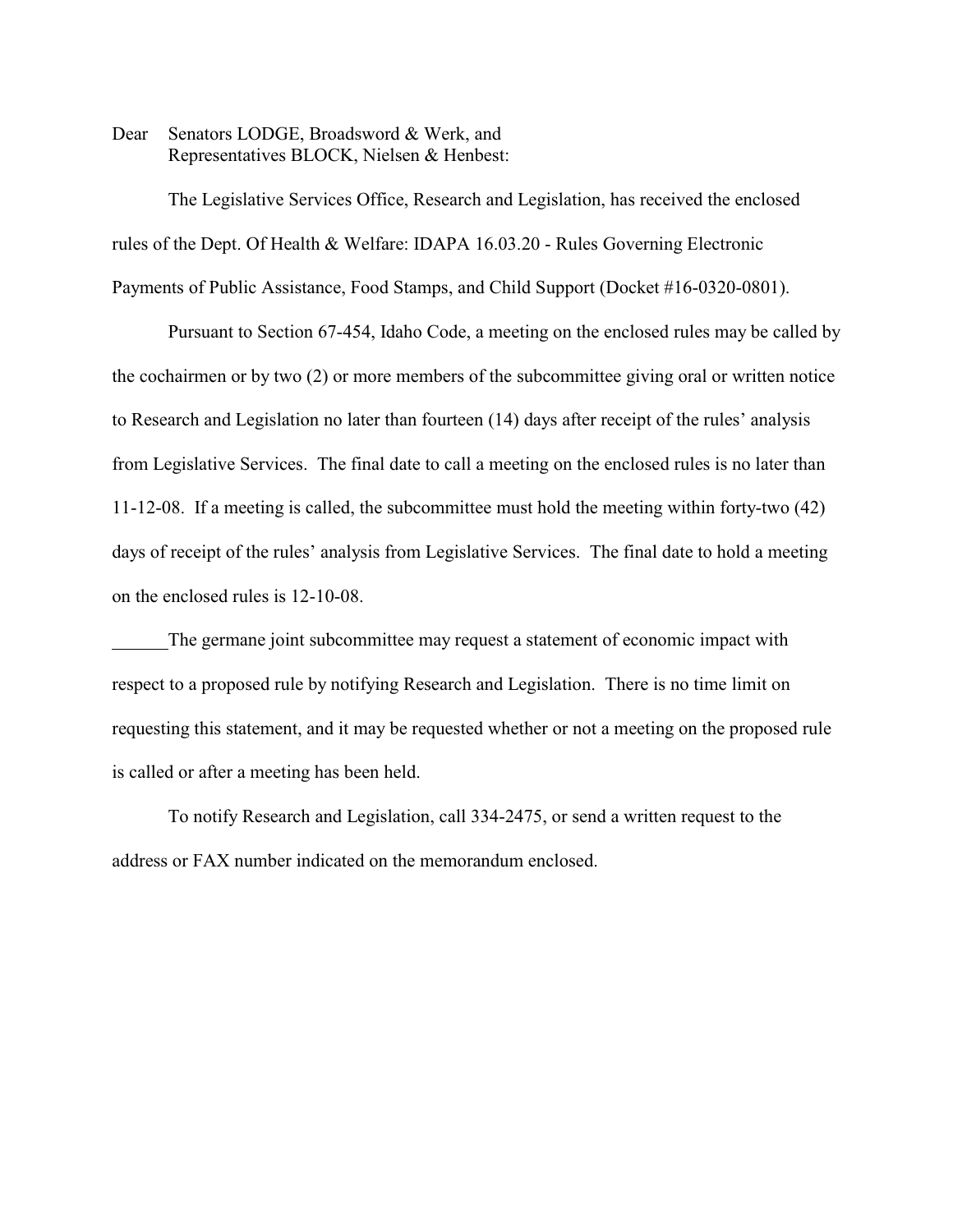Dear Senators LODGE, Broadsword & Werk, and
Representatives BLOCK, Nielsen & Henbest:

The Legislative Services Office, Research and Legislation, has received the enclosed rules of the Dept. Of Health & Welfare: IDAPA 16.03.20 - Rules Governing Electronic Payments of Public Assistance, Food Stamps, and Child Support (Docket #16-0320-0801).

Pursuant to Section 67-454, Idaho Code, a meeting on the enclosed rules may be called by the cochairmen or by two (2) or more members of the subcommittee giving oral or written notice to Research and Legislation no later than fourteen (14) days after receipt of the rules' analysis from Legislative Services. The final date to call a meeting on the enclosed rules is no later than 11-12-08. If a meeting is called, the subcommittee must hold the meeting within forty-two (42) days of receipt of the rules' analysis from Legislative Services. The final date to hold a meeting on the enclosed rules is 12-10-08.

______The germane joint subcommittee may request a statement of economic impact with respect to a proposed rule by notifying Research and Legislation. There is no time limit on requesting this statement, and it may be requested whether or not a meeting on the proposed rule is called or after a meeting has been held.

To notify Research and Legislation, call 334-2475, or send a written request to the address or FAX number indicated on the memorandum enclosed.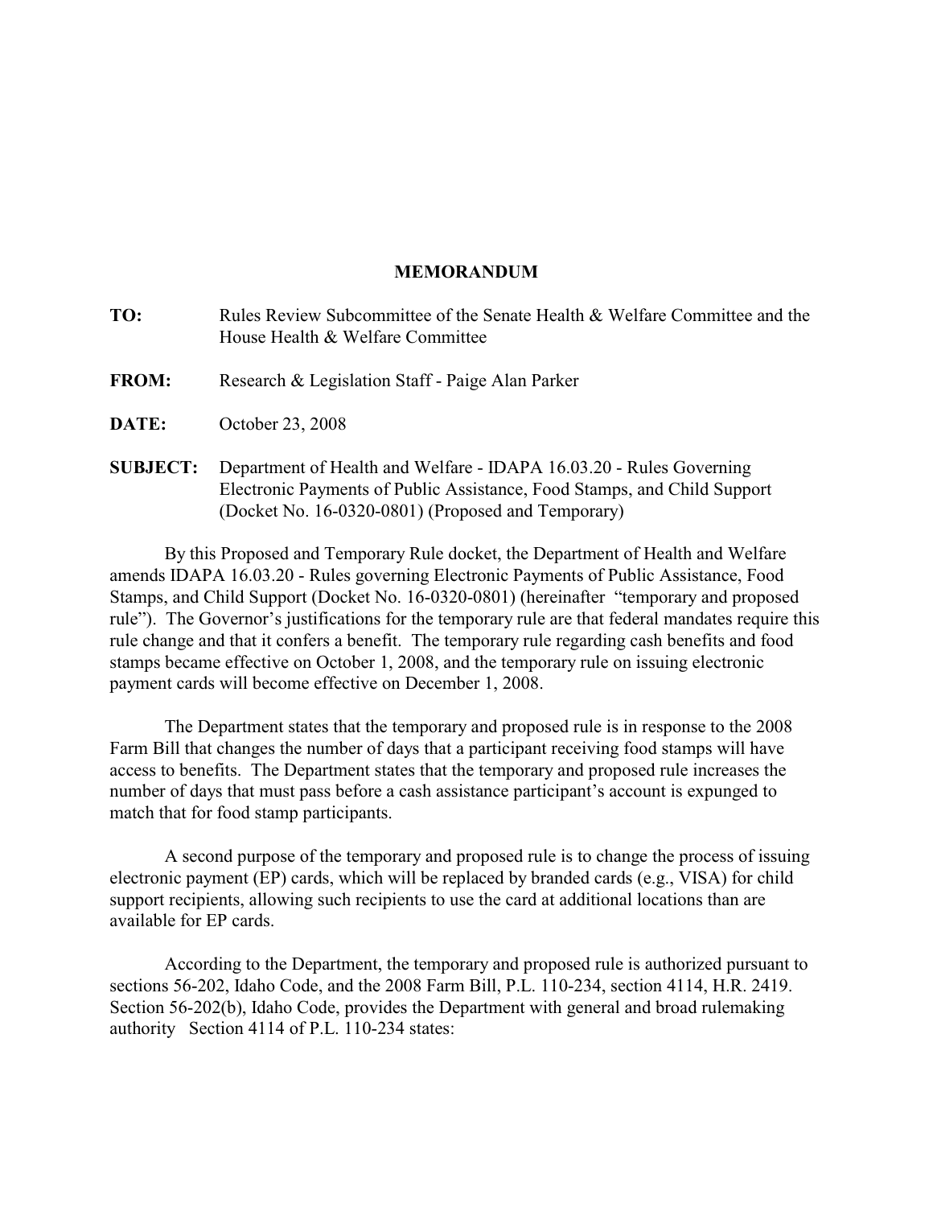**MEMORANDUM**

**TO:** Rules Review Subcommittee of the Senate Health & Welfare Committee and the House Health & Welfare Committee

**FROM:** Research & Legislation Staff - Paige Alan Parker

**DATE:** October 23, 2008

**SUBJECT:** Department of Health and Welfare - IDAPA 16.03.20 - Rules Governing Electronic Payments of Public Assistance, Food Stamps, and Child Support (Docket No. 16-0320-0801) (Proposed and Temporary)

By this Proposed and Temporary Rule docket, the Department of Health and Welfare amends IDAPA 16.03.20 - Rules governing Electronic Payments of Public Assistance, Food Stamps, and Child Support (Docket No. 16-0320-0801) (hereinafter "temporary and proposed rule"). The Governor's justifications for the temporary rule are that federal mandates require this rule change and that it confers a benefit. The temporary rule regarding cash benefits and food stamps became effective on October 1, 2008, and the temporary rule on issuing electronic payment cards will become effective on December 1, 2008.

The Department states that the temporary and proposed rule is in response to the 2008 Farm Bill that changes the number of days that a participant receiving food stamps will have access to benefits. The Department states that the temporary and proposed rule increases the number of days that must pass before a cash assistance participant's account is expunged to match that for food stamp participants.

A second purpose of the temporary and proposed rule is to change the process of issuing electronic payment (EP) cards, which will be replaced by branded cards (e.g., VISA) for child support recipients, allowing such recipients to use the card at additional locations than are available for EP cards.

According to the Department, the temporary and proposed rule is authorized pursuant to sections 56-202, Idaho Code, and the 2008 Farm Bill, P.L. 110-234, section 4114, H.R. 2419. Section 56-202(b), Idaho Code, provides the Department with general and broad rulemaking authority Section 4114 of P.L. 110-234 states: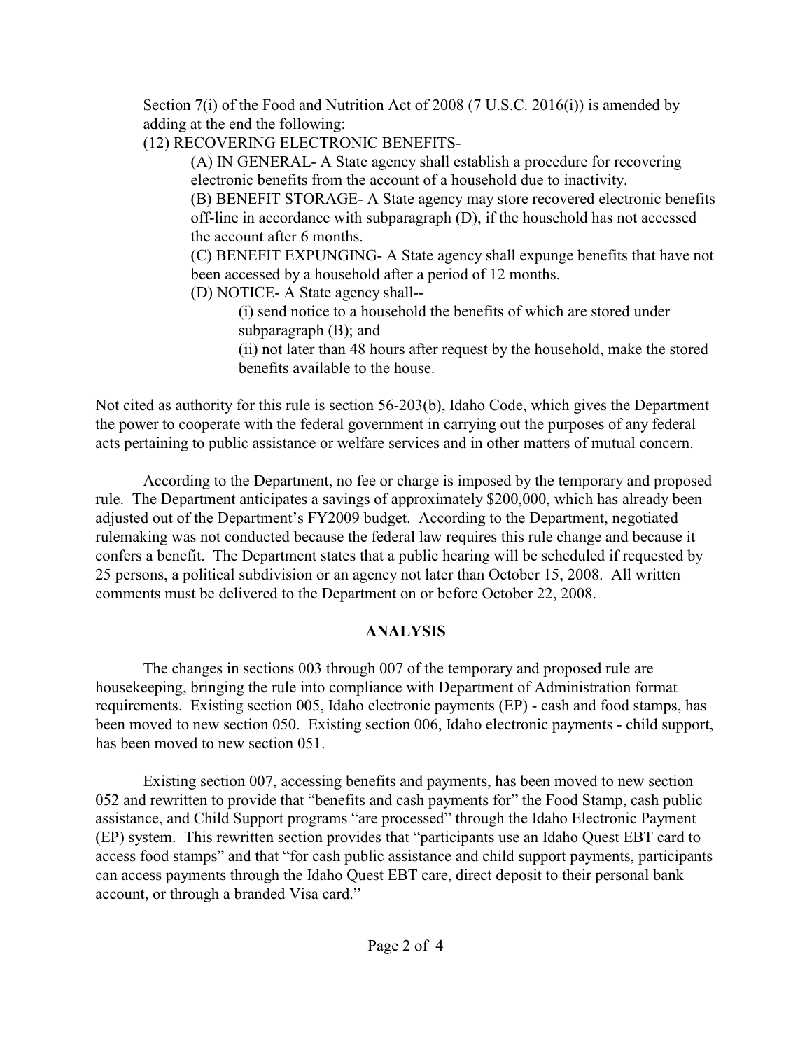Section 7(i) of the Food and Nutrition Act of 2008 (7 U.S.C. 2016(i)) is amended by adding at the end the following:

(12) RECOVERING ELECTRONIC BENEFITS-

(A) IN GENERAL- A State agency shall establish a procedure for recovering electronic benefits from the account of a household due to inactivity.

(B) BENEFIT STORAGE- A State agency may store recovered electronic benefits off-line in accordance with subparagraph (D), if the household has not accessed the account after 6 months.

(C) BENEFIT EXPUNGING- A State agency shall expunge benefits that have not been accessed by a household after a period of 12 months.

(D) NOTICE- A State agency shall--

(i) send notice to a household the benefits of which are stored under subparagraph (B); and

(ii) not later than 48 hours after request by the household, make the stored benefits available to the house.

Not cited as authority for this rule is section 56-203(b), Idaho Code, which gives the Department the power to cooperate with the federal government in carrying out the purposes of any federal acts pertaining to public assistance or welfare services and in other matters of mutual concern.

According to the Department, no fee or charge is imposed by the temporary and proposed rule. The Department anticipates a savings of approximately $200,000, which has already been adjusted out of the Department's FY2009 budget. According to the Department, negotiated rulemaking was not conducted because the federal law requires this rule change and because it confers a benefit. The Department states that a public hearing will be scheduled if requested by 25 persons, a political subdivision or an agency not later than October 15, 2008. All written comments must be delivered to the Department on or before October 22, 2008.

## ANALYSIS

The changes in sections 003 through 007 of the temporary and proposed rule are housekeeping, bringing the rule into compliance with Department of Administration format requirements. Existing section 005, Idaho electronic payments (EP) - cash and food stamps, has been moved to new section 050. Existing section 006, Idaho electronic payments - child support, has been moved to new section 051.

Existing section 007, accessing benefits and payments, has been moved to new section 052 and rewritten to provide that "benefits and cash payments for" the Food Stamp, cash public assistance, and Child Support programs "are processed" through the Idaho Electronic Payment (EP) system. This rewritten section provides that "participants use an Idaho Quest EBT card to access food stamps" and that "for cash public assistance and child support payments, participants can access payments through the Idaho Quest EBT care, direct deposit to their personal bank account, or through a branded Visa card."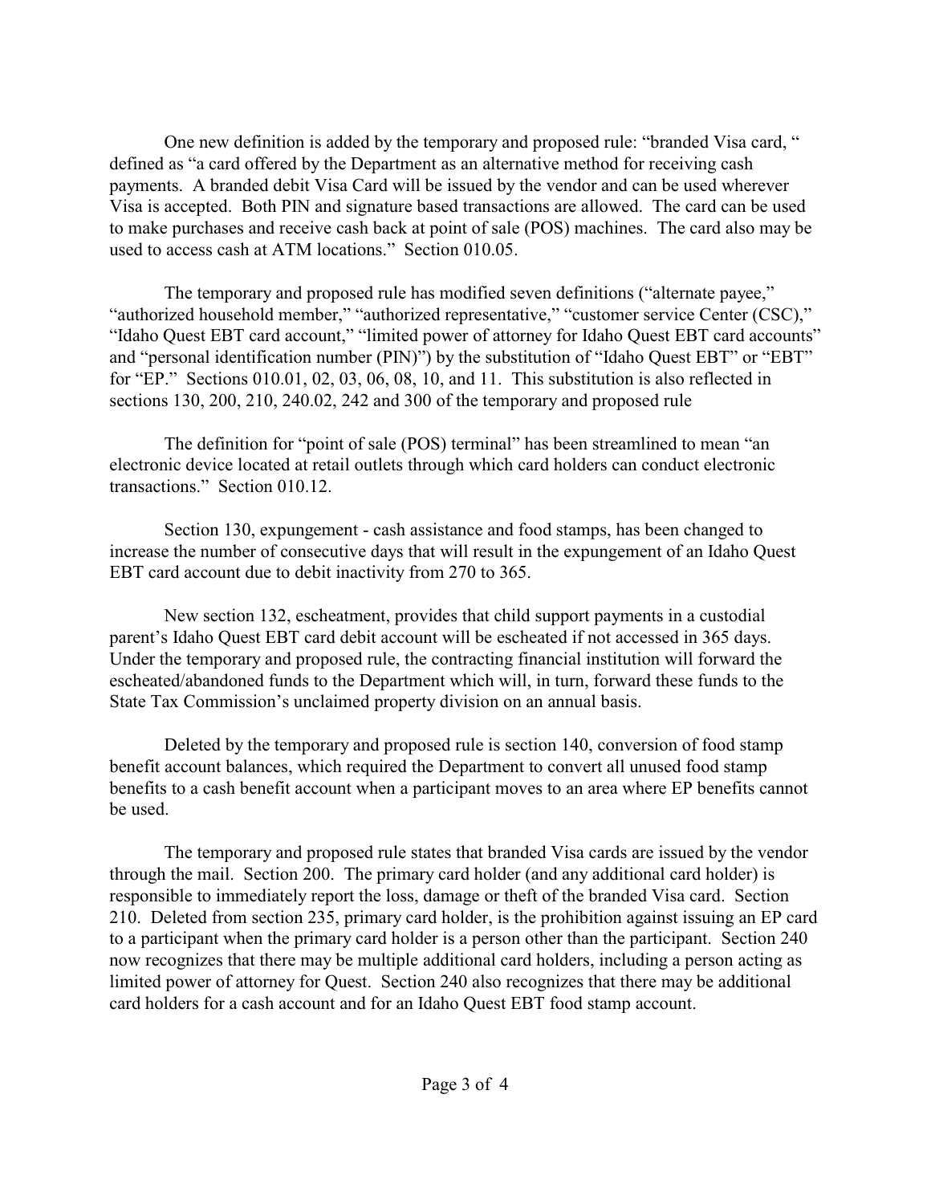One new definition is added by the temporary and proposed rule: "branded Visa card, " defined as "a card offered by the Department as an alternative method for receiving cash payments. A branded debit Visa Card will be issued by the vendor and can be used wherever Visa is accepted. Both PIN and signature based transactions are allowed. The card can be used to make purchases and receive cash back at point of sale (POS) machines. The card also may be used to access cash at ATM locations." Section 010.05.

The temporary and proposed rule has modified seven definitions ("alternate payee," "authorized household member," "authorized representative," "customer service Center (CSC)," "Idaho Quest EBT card account," "limited power of attorney for Idaho Quest EBT card accounts" and "personal identification number (PIN)") by the substitution of "Idaho Quest EBT" or "EBT" for "EP." Sections 010.01, 02, 03, 06, 08, 10, and 11. This substitution is also reflected in sections 130, 200, 210, 240.02, 242 and 300 of the temporary and proposed rule

The definition for "point of sale (POS) terminal" has been streamlined to mean "an electronic device located at retail outlets through which card holders can conduct electronic transactions." Section 010.12.

Section 130, expungement - cash assistance and food stamps, has been changed to increase the number of consecutive days that will result in the expungement of an Idaho Quest EBT card account due to debit inactivity from 270 to 365.

New section 132, escheatment, provides that child support payments in a custodial parent's Idaho Quest EBT card debit account will be escheated if not accessed in 365 days. Under the temporary and proposed rule, the contracting financial institution will forward the escheated/abandoned funds to the Department which will, in turn, forward these funds to the State Tax Commission's unclaimed property division on an annual basis.

Deleted by the temporary and proposed rule is section 140, conversion of food stamp benefit account balances, which required the Department to convert all unused food stamp benefits to a cash benefit account when a participant moves to an area where EP benefits cannot be used.

The temporary and proposed rule states that branded Visa cards are issued by the vendor through the mail. Section 200. The primary card holder (and any additional card holder) is responsible to immediately report the loss, damage or theft of the branded Visa card. Section 210. Deleted from section 235, primary card holder, is the prohibition against issuing an EP card to a participant when the primary card holder is a person other than the participant. Section 240 now recognizes that there may be multiple additional card holders, including a person acting as limited power of attorney for Quest. Section 240 also recognizes that there may be additional card holders for a cash account and for an Idaho Quest EBT food stamp account.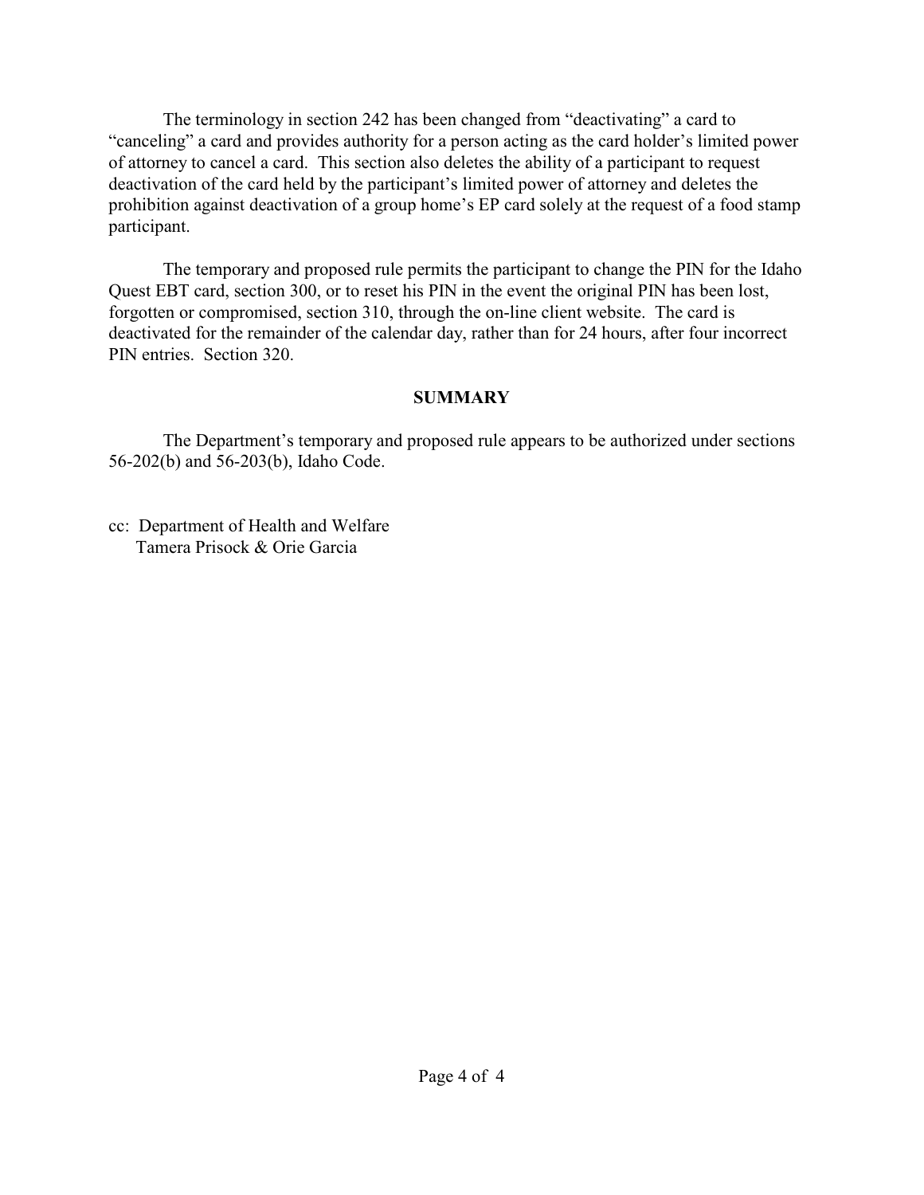The terminology in section 242 has been changed from "deactivating" a card to "canceling" a card and provides authority for a person acting as the card holder's limited power of attorney to cancel a card. This section also deletes the ability of a participant to request deactivation of the card held by the participant's limited power of attorney and deletes the prohibition against deactivation of a group home's EP card solely at the request of a food stamp participant.

The temporary and proposed rule permits the participant to change the PIN for the Idaho Quest EBT card, section 300, or to reset his PIN in the event the original PIN has been lost, forgotten or compromised, section 310, through the on-line client website. The card is deactivated for the remainder of the calendar day, rather than for 24 hours, after four incorrect PIN entries. Section 320.

## SUMMARY

The Department's temporary and proposed rule appears to be authorized under sections 56-202(b) and 56-203(b), Idaho Code.

cc: Department of Health and Welfare
Tamera Prisock & Orie Garcia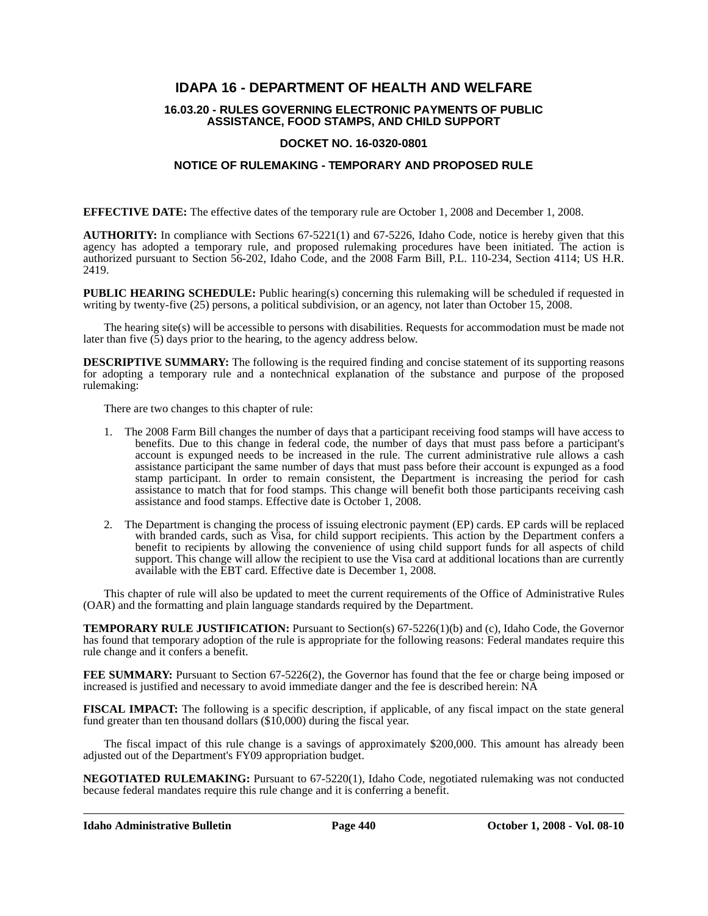# IDAPA 16 - DEPARTMENT OF HEALTH AND WELFARE

## 16.03.20 - RULES GOVERNING ELECTRONIC PAYMENTS OF PUBLIC ASSISTANCE, FOOD STAMPS, AND CHILD SUPPORT

## DOCKET NO. 16-0320-0801

## NOTICE OF RULEMAKING - TEMPORARY AND PROPOSED RULE

**EFFECTIVE DATE:** The effective dates of the temporary rule are October 1, 2008 and December 1, 2008.

**AUTHORITY:** In compliance with Sections 67-5221(1) and 67-5226, Idaho Code, notice is hereby given that this agency has adopted a temporary rule, and proposed rulemaking procedures have been initiated. The action is authorized pursuant to Section 56-202, Idaho Code, and the 2008 Farm Bill, P.L. 110-234, Section 4114; US H.R. 2419.

**PUBLIC HEARING SCHEDULE:** Public hearing(s) concerning this rulemaking will be scheduled if requested in writing by twenty-five (25) persons, a political subdivision, or an agency, not later than October 15, 2008.

The hearing site(s) will be accessible to persons with disabilities. Requests for accommodation must be made not later than five (5) days prior to the hearing, to the agency address below.

**DESCRIPTIVE SUMMARY:** The following is the required finding and concise statement of its supporting reasons for adopting a temporary rule and a nontechnical explanation of the substance and purpose of the proposed rulemaking:

There are two changes to this chapter of rule:

1. The 2008 Farm Bill changes the number of days that a participant receiving food stamps will have access to benefits. Due to this change in federal code, the number of days that must pass before a participant's account is expunged needs to be increased in the rule. The current administrative rule allows a cash assistance participant the same number of days that must pass before their account is expunged as a food stamp participant. In order to remain consistent, the Department is increasing the period for cash assistance to match that for food stamps. This change will benefit both those participants receiving cash assistance and food stamps. Effective date is October 1, 2008.

2. The Department is changing the process of issuing electronic payment (EP) cards. EP cards will be replaced with branded cards, such as Visa, for child support recipients. This action by the Department confers a benefit to recipients by allowing the convenience of using child support funds for all aspects of child support. This change will allow the recipient to use the Visa card at additional locations than are currently available with the EBT card. Effective date is December 1, 2008.

This chapter of rule will also be updated to meet the current requirements of the Office of Administrative Rules (OAR) and the formatting and plain language standards required by the Department.

**TEMPORARY RULE JUSTIFICATION:** Pursuant to Section(s) 67-5226(1)(b) and (c), Idaho Code, the Governor has found that temporary adoption of the rule is appropriate for the following reasons: Federal mandates require this rule change and it confers a benefit.

**FEE SUMMARY:** Pursuant to Section 67-5226(2), the Governor has found that the fee or charge being imposed or increased is justified and necessary to avoid immediate danger and the fee is described herein: NA

**FISCAL IMPACT:** The following is a specific description, if applicable, of any fiscal impact on the state general fund greater than ten thousand dollars ($10,000) during the fiscal year.

The fiscal impact of this rule change is a savings of approximately $200,000. This amount has already been adjusted out of the Department's FY09 appropriation budget.

**NEGOTIATED RULEMAKING:** Pursuant to 67-5220(1), Idaho Code, negotiated rulemaking was not conducted because federal mandates require this rule change and it is conferring a benefit.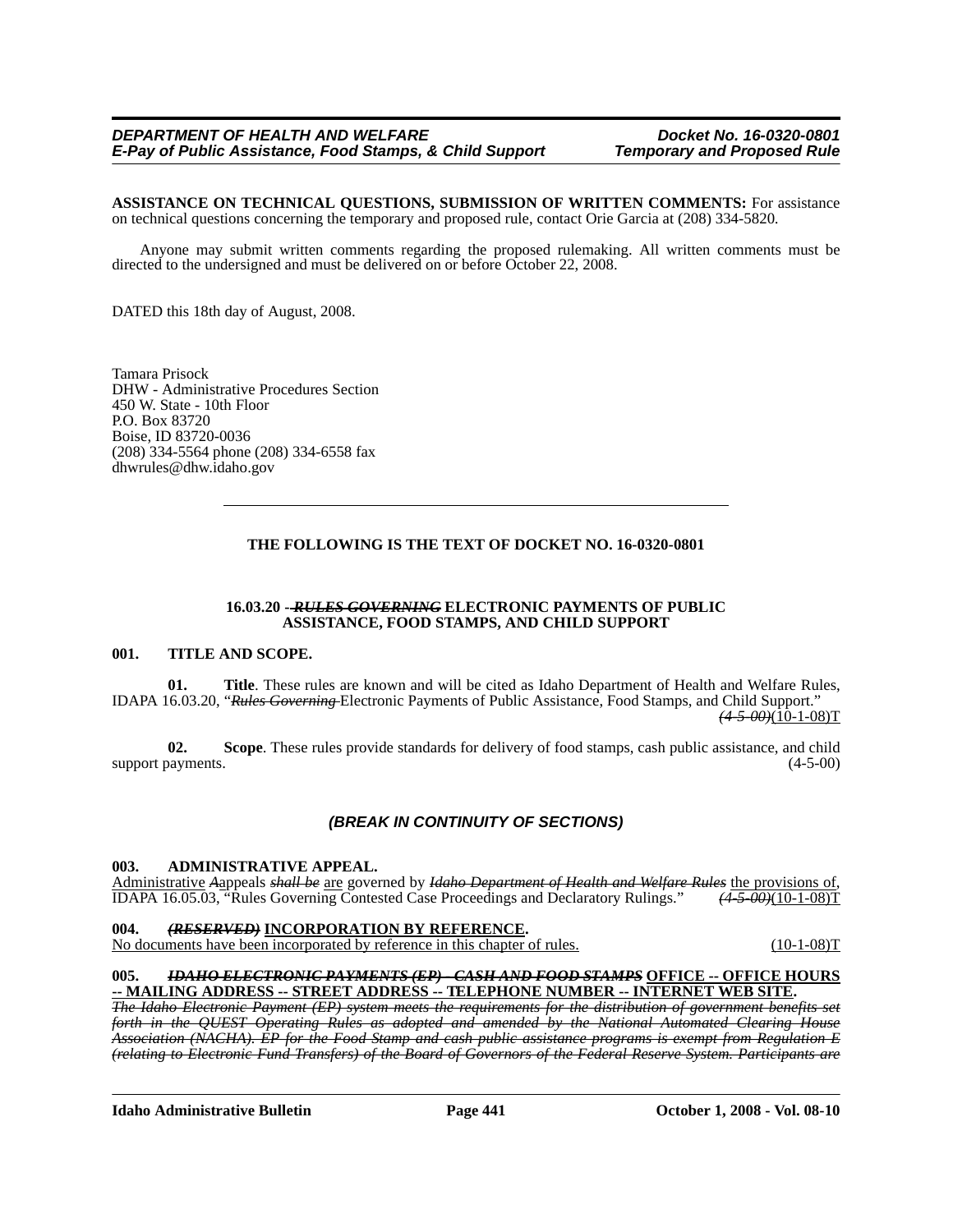**ASSISTANCE ON TECHNICAL QUESTIONS, SUBMISSION OF WRITTEN COMMENTS:** For assistance on technical questions concerning the temporary and proposed rule, contact Orie Garcia at (208) 334-5820.

Anyone may submit written comments regarding the proposed rulemaking. All written comments must be directed to the undersigned and must be delivered on or before October 22, 2008.

DATED this 18th day of August, 2008.

Tamara Prisock
DHW - Administrative Procedures Section
450 W. State - 10th Floor
P.O. Box 83720
Boise, ID 83720-0036
(208) 334-5564 phone (208) 334-6558 fax
dhwrules@dhw.idaho.gov

---

**THE FOLLOWING IS THE TEXT OF DOCKET NO. 16-0320-0801**

**16.03.20 - ~~*RULES GOVERNING*~~ ELECTRONIC PAYMENTS OF PUBLIC ASSISTANCE, FOOD STAMPS, AND CHILD SUPPORT**

**001. TITLE AND SCOPE.**

**01. Title**. These rules are known and will be cited as Idaho Department of Health and Welfare Rules, IDAPA 16.03.20, "~~*Rules Governing*~~ Electronic Payments of Public Assistance, Food Stamps, and Child Support." ~~*(4-5-00)*~~(10-1-08)T

**02. Scope**. These rules provide standards for delivery of food stamps, cash public assistance, and child support payments. (4-5-00)

***(BREAK IN CONTINUITY OF SECTIONS)***

**003. ADMINISTRATIVE APPEAL.**

<u>Administrative</u> ~~*A*~~<u>a</u>ppeals ~~*shall be*~~ <u>are</u> governed by ~~*Idaho Department of Health and Welfare Rules*~~ <u>the provisions of,</u> IDAPA 16.05.03, "Rules Governing Contested Case Proceedings and Declaratory Rulings." ~~*(4-5-00)*~~(10-1-08)T

**004. ~~*(RESERVED)*~~ <u>INCORPORATION BY REFERENCE</u>.**

<u>No documents have been incorporated by reference in this chapter of rules.</u> (10-1-08)T

**005. ~~*IDAHO ELECTRONIC PAYMENTS (EP) - CASH AND FOOD STAMPS*~~ <u>OFFICE -- OFFICE HOURS -- MAILING ADDRESS -- STREET ADDRESS -- TELEPHONE NUMBER -- INTERNET WEB SITE</u>.**

~~*The Idaho Electronic Payment (EP) system meets the requirements for the distribution of government benefits set forth in the QUEST Operating Rules as adopted and amended by the National Automated Clearing House Association (NACHA). EP for the Food Stamp and cash public assistance programs is exempt from Regulation E (relating to Electronic Fund Transfers) of the Board of Governors of the Federal Reserve System. Participants are*~~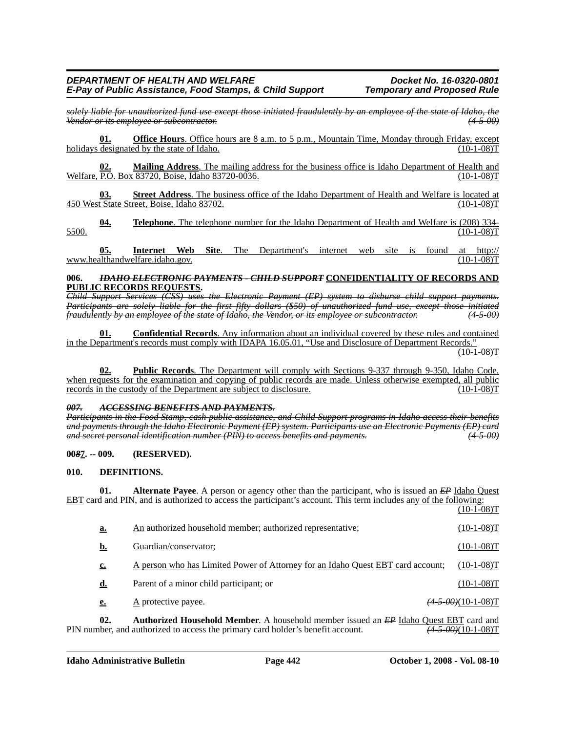*~~solely liable for unauthorized fund use except those initiated fraudulently by an employee of the state of Idaho, the Vendor or its employee or subcontractor.~~* *~~(4-5-00)~~*

**01.** **Office Hours**. Office hours are 8 a.m. to 5 p.m., Mountain Time, Monday through Friday, except holidays designated by the state of Idaho. (10-1-08)T

**02.** **Mailing Address**. The mailing address for the business office is Idaho Department of Health and Welfare, P.O. Box 83720, Boise, Idaho 83720-0036. (10-1-08)T

**03.** **Street Address**. The business office of the Idaho Department of Health and Welfare is located at 450 West State Street, Boise, Idaho 83702. (10-1-08)T

**04.** **Telephone**. The telephone number for the Idaho Department of Health and Welfare is (208) 334-5500. (10-1-08)T

**05.** **Internet Web Site**. The Department's internet web site is found at http://www.healthandwelfare.idaho.gov. (10-1-08)T

**006.** ***~~IDAHO ELECTRONIC PAYMENTS - CHILD SUPPORT~~*** **CONFIDENTIALITY OF RECORDS AND PUBLIC RECORDS REQUESTS.**

*~~Child Support Services (CSS) uses the Electronic Payment (EP) system to disburse child support payments. Participants are solely liable for the first fifty dollars ($50) of unauthorized fund use, except those initiated fraudulently by an employee of the state of Idaho, the Vendor, or its employee or subcontractor.~~* *~~(4-5-00)~~*

**01.** **Confidential Records**. Any information about an individual covered by these rules and contained in the Department's records must comply with IDAPA 16.05.01, "Use and Disclosure of Department Records." (10-1-08)T

**02.** **Public Records**. The Department will comply with Sections 9-337 through 9-350, Idaho Code, when requests for the examination and copying of public records are made. Unless otherwise exempted, all public records in the custody of the Department are subject to disclosure. (10-1-08)T

***~~007. ACCESSING BENEFITS AND PAYMENTS.~~***

*~~Participants in the Food Stamp, cash public assistance, and Child Support programs in Idaho access their benefits and payments through the Idaho Electronic Payment (EP) system. Participants use an Electronic Payments (EP) card and secret personal identification number (PIN) to access benefits and payments.~~* *~~(4-5-00)~~*

**00~~8~~7. -- 009. (RESERVED).**

**010. DEFINITIONS.**

**01.** **Alternate Payee**. A person or agency other than the participant, who is issued an *~~EP~~* Idaho Quest EBT card and PIN, and is authorized to access the participant's account. This term includes any of the following: (10-1-08)T

**a.** An authorized household member; authorized representative; (10-1-08)T

**b.** Guardian/conservator; (10-1-08)T

**c.** A person who has Limited Power of Attorney for an Idaho Quest EBT card account; (10-1-08)T

**d.** Parent of a minor child participant; or (10-1-08)T

**e.** A protective payee. *~~(4-5-00)~~*(10-1-08)T

**02.** **Authorized Household Member**. A household member issued an *~~EP~~* Idaho Quest EBT card and PIN number, and authorized to access the primary card holder's benefit account. *~~(4-5-00)~~*(10-1-08)T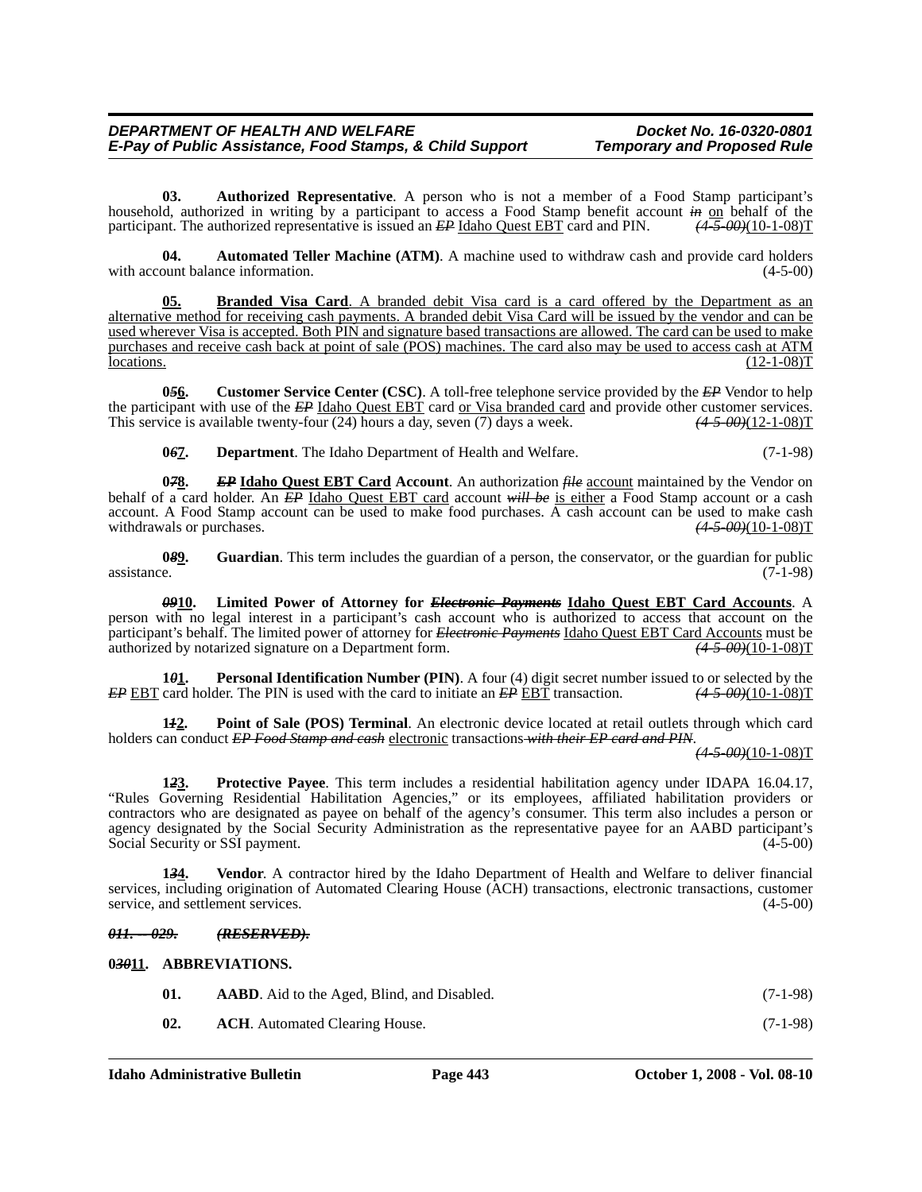**03. Authorized Representative**. A person who is not a member of a Food Stamp participant's household, authorized in writing by a participant to access a Food Stamp benefit account ~~*in*~~ on behalf of the participant. The authorized representative is issued an ~~*EP*~~ Idaho Quest EBT card and PIN. ~~*(4-5-00)*~~(10-1-08)T

**04. Automated Teller Machine (ATM)**. A machine used to withdraw cash and provide card holders with account balance information. (4-5-00)

**05. Branded Visa Card**. A branded debit Visa card is a card offered by the Department as an alternative method for receiving cash payments. A branded debit Visa Card will be issued by the vendor and can be used wherever Visa is accepted. Both PIN and signature based transactions are allowed. The card can be used to make purchases and receive cash back at point of sale (POS) machines. The card also may be used to access cash at ATM locations. (12-1-08)T

**0~~*5*~~6. Customer Service Center (CSC)**. A toll-free telephone service provided by the ~~*EP*~~ Vendor to help the participant with use of the ~~*EP*~~ Idaho Quest EBT card or Visa branded card and provide other customer services. This service is available twenty-four (24) hours a day, seven (7) days a week. ~~*(4-5-00)*~~(12-1-08)T

**0~~*6*~~7. Department**. The Idaho Department of Health and Welfare. (7-1-98)

**0~~*7*~~8. ~~*EP*~~ Idaho Quest EBT Card Account**. An authorization ~~*file*~~ account maintained by the Vendor on behalf of a card holder. An ~~*EP*~~ Idaho Quest EBT card account ~~*will be*~~ is either a Food Stamp account or a cash account. A Food Stamp account can be used to make food purchases. A cash account can be used to make cash withdrawals or purchases. ~~*(4-5-00)*~~(10-1-08)T

**0~~*8*~~9. Guardian**. This term includes the guardian of a person, the conservator, or the guardian for public assistance. (7-1-98)

**~~*09*~~10. Limited Power of Attorney for ~~*Electronic Payments*~~ Idaho Quest EBT Card Accounts**. A person with no legal interest in a participant's cash account who is authorized to access that account on the participant's behalf. The limited power of attorney for ~~*Electronic Payments*~~ Idaho Quest EBT Card Accounts must be authorized by notarized signature on a Department form. ~~*(4-5-00)*~~(10-1-08)T

**1~~*0*~~1. Personal Identification Number (PIN)**. A four (4) digit secret number issued to or selected by the ~~*EP*~~ EBT card holder. The PIN is used with the card to initiate an ~~*EP*~~ EBT transaction. ~~*(4-5-00)*~~(10-1-08)T

**1~~*1*~~2. Point of Sale (POS) Terminal**. An electronic device located at retail outlets through which card holders can conduct ~~*EP Food Stamp and cash*~~ electronic transactions ~~*with their EP card and PIN*~~.
~~*(4-5-00)*~~(10-1-08)T

**1~~*2*~~3. Protective Payee**. This term includes a residential habilitation agency under IDAPA 16.04.17, "Rules Governing Residential Habilitation Agencies," or its employees, affiliated habilitation providers or contractors who are designated as payee on behalf of the agency's consumer. This term also includes a person or agency designated by the Social Security Administration as the representative payee for an AABD participant's Social Security or SSI payment. (4-5-00)

**1~~*3*~~4. Vendor**. A contractor hired by the Idaho Department of Health and Welfare to deliver financial services, including origination of Automated Clearing House (ACH) transactions, electronic transactions, customer service, and settlement services. (4-5-00)

~~***011. -- 029. (RESERVED).***~~

**0~~*30*~~11. ABBREVIATIONS.**

**01. AABD**. Aid to the Aged, Blind, and Disabled. (7-1-98)

**02. ACH**. Automated Clearing House. (7-1-98)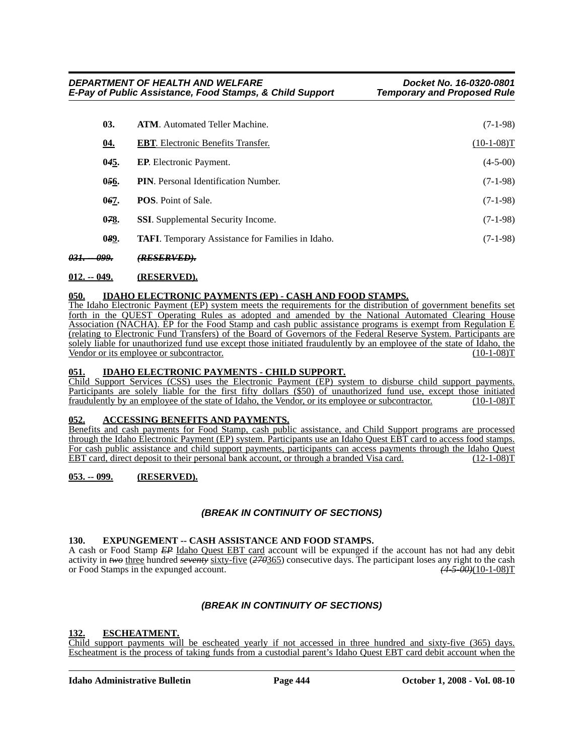| | | |
|---|---|---|
| **03.** | **ATM**. Automated Teller Machine. | (7-1-98) |
| **04.** | **EBT**. Electronic Benefits Transfer. | (10-1-08)T |
| **045.** | **EP**. Electronic Payment. | (4-5-00) |
| **056.** | **PIN**. Personal Identification Number. | (7-1-98) |
| **067.** | **POS**. Point of Sale. | (7-1-98) |
| **078.** | **SSI**. Supplemental Security Income. | (7-1-98) |
| **089.** | **TAFI**. Temporary Assistance for Families in Idaho. | (7-1-98) |

***031. -- 099. (RESERVED).***

**012. -- 049. (RESERVED).**

**050. IDAHO ELECTRONIC PAYMENTS (EP) - CASH AND FOOD STAMPS.**

The Idaho Electronic Payment (EP) system meets the requirements for the distribution of government benefits set forth in the QUEST Operating Rules as adopted and amended by the National Automated Clearing House Association (NACHA). EP for the Food Stamp and cash public assistance programs is exempt from Regulation E (relating to Electronic Fund Transfers) of the Board of Governors of the Federal Reserve System. Participants are solely liable for unauthorized fund use except those initiated fraudulently by an employee of the state of Idaho, the Vendor or its employee or subcontractor. (10-1-08)T

**051. IDAHO ELECTRONIC PAYMENTS - CHILD SUPPORT.**

Child Support Services (CSS) uses the Electronic Payment (EP) system to disburse child support payments. Participants are solely liable for the first fifty dollars ($50) of unauthorized fund use, except those initiated fraudulently by an employee of the state of Idaho, the Vendor, or its employee or subcontractor. (10-1-08)T

**052. ACCESSING BENEFITS AND PAYMENTS.**

Benefits and cash payments for Food Stamp, cash public assistance, and Child Support programs are processed through the Idaho Electronic Payment (EP) system. Participants use an Idaho Quest EBT card to access food stamps. For cash public assistance and child support payments, participants can access payments through the Idaho Quest EBT card, direct deposit to their personal bank account, or through a branded Visa card. (12-1-08)T

**053. -- 099. (RESERVED).**

***(BREAK IN CONTINUITY OF SECTIONS)***

**130. EXPUNGEMENT -- CASH ASSISTANCE AND FOOD STAMPS.**

A cash or Food Stamp *EP* Idaho Quest EBT card account will be expunged if the account has not had any debit activity in *two* three hundred *seventy* sixty-five (*270*365) consecutive days. The participant loses any right to the cash or Food Stamps in the expunged account. *(4-5-00)*(10-1-08)T

***(BREAK IN CONTINUITY OF SECTIONS)***

**132. ESCHEATMENT.**

Child support payments will be escheated yearly if not accessed in three hundred and sixty-five (365) days. Escheatment is the process of taking funds from a custodial parent's Idaho Quest EBT card debit account when the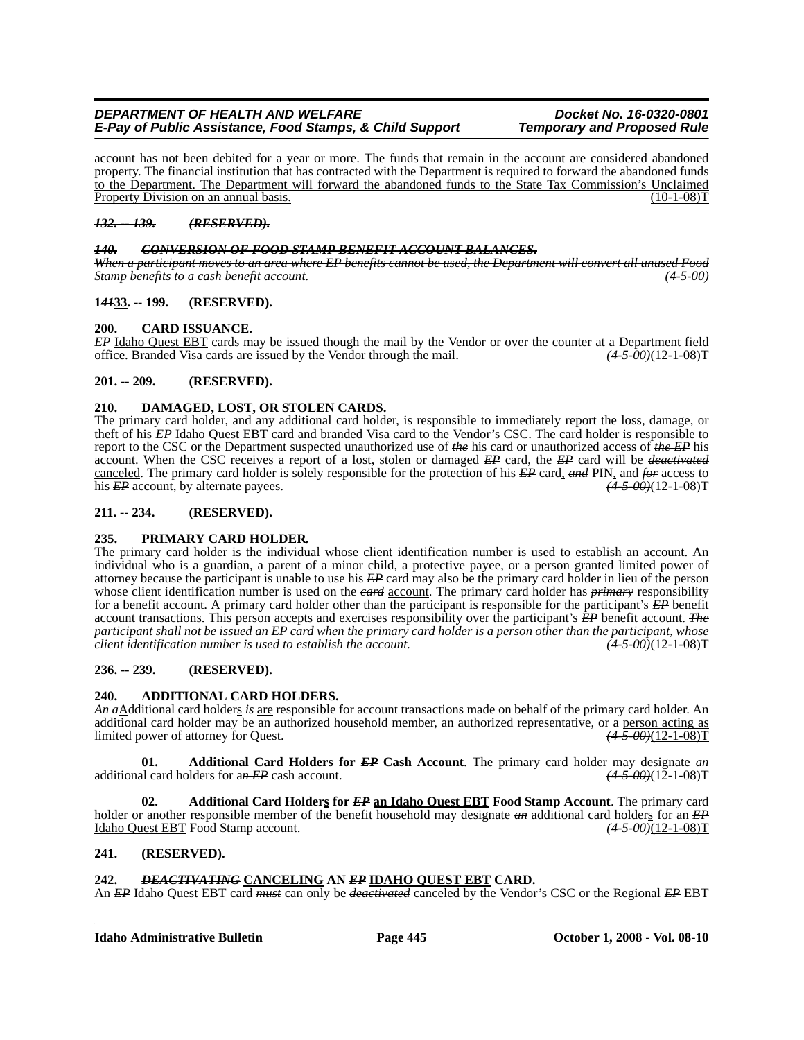account has not been debited for a year or more. The funds that remain in the account are considered abandoned property. The financial institution that has contracted with the Department is required to forward the abandoned funds to the Department. The Department will forward the abandoned funds to the State Tax Commission's Unclaimed Property Division on an annual basis. (10-1-08)T

***132. -- 139. (RESERVED).***

***140. CONVERSION OF FOOD STAMP BENEFIT ACCOUNT BALANCES.***

*When a participant moves to an area where EP benefits cannot be used, the Department will convert all unused Food Stamp benefits to a cash benefit account. (4-5-00)*

**1~~41~~33. -- 199. (RESERVED).**

**200. CARD ISSUANCE.**

~~*EP*~~ Idaho Quest EBT cards may be issued though the mail by the Vendor or over the counter at a Department field office. Branded Visa cards are issued by the Vendor through the mail. ~~*(4-5-00)*~~(12-1-08)T

**201. -- 209. (RESERVED).**

**210. DAMAGED, LOST, OR STOLEN CARDS.**

The primary card holder, and any additional card holder, is responsible to immediately report the loss, damage, or theft of his ~~*EP*~~ Idaho Quest EBT card and branded Visa card to the Vendor's CSC. The card holder is responsible to report to the CSC or the Department suspected unauthorized use of ~~*the*~~ his card or unauthorized access of ~~*the EP*~~ his account. When the CSC receives a report of a lost, stolen or damaged ~~*EP*~~ card, the ~~*EP*~~ card will be ~~*deactivated*~~ canceled. The primary card holder is solely responsible for the protection of his ~~*EP*~~ card, ~~*and*~~ PIN, and ~~*for*~~ access to his ~~*EP*~~ account, by alternate payees. ~~*(4-5-00)*~~(12-1-08)T

**211. -- 234. (RESERVED).**

**235. PRIMARY CARD HOLDER.**

The primary card holder is the individual whose client identification number is used to establish an account. An individual who is a guardian, a parent of a minor child, a protective payee, or a person granted limited power of attorney because the participant is unable to use his ~~*EP*~~ card may also be the primary card holder in lieu of the person whose client identification number is used on the ~~*card*~~ account. The primary card holder has ~~*primary*~~ responsibility for a benefit account. A primary card holder other than the participant is responsible for the participant's ~~*EP*~~ benefit account transactions. This person accepts and exercises responsibility over the participant's ~~*EP*~~ benefit account. ~~*The participant shall not be issued an EP card when the primary card holder is a person other than the participant, whose client identification number is used to establish the account.*~~ ~~*(4-5-00)*~~(12-1-08)T

**236. -- 239. (RESERVED).**

**240. ADDITIONAL CARD HOLDERS.**

~~*An a*~~Additional card holders ~~*is*~~ are responsible for account transactions made on behalf of the primary card holder. An additional card holder may be an authorized household member, an authorized representative, or a person acting as limited power of attorney for Quest. ~~*(4-5-00)*~~(12-1-08)T

**01. Additional Card Holders for ~~*EP*~~ Cash Account**. The primary card holder may designate ~~*an*~~ additional card holders for a~~*n EP*~~ cash account. ~~*(4-5-00)*~~(12-1-08)T

**02. Additional Card Holders for ~~*EP*~~ an Idaho Quest EBT Food Stamp Account**. The primary card holder or another responsible member of the benefit household may designate ~~*an*~~ additional card holders for an ~~*EP*~~ Idaho Quest EBT Food Stamp account. ~~*(4-5-00)*~~(12-1-08)T

**241. (RESERVED).**

**242. ~~*DEACTIVATING*~~ CANCELING AN ~~*EP*~~ IDAHO QUEST EBT CARD.**

An ~~*EP*~~ Idaho Quest EBT card ~~*must*~~ can only be ~~*deactivated*~~ canceled by the Vendor's CSC or the Regional ~~*EP*~~ EBT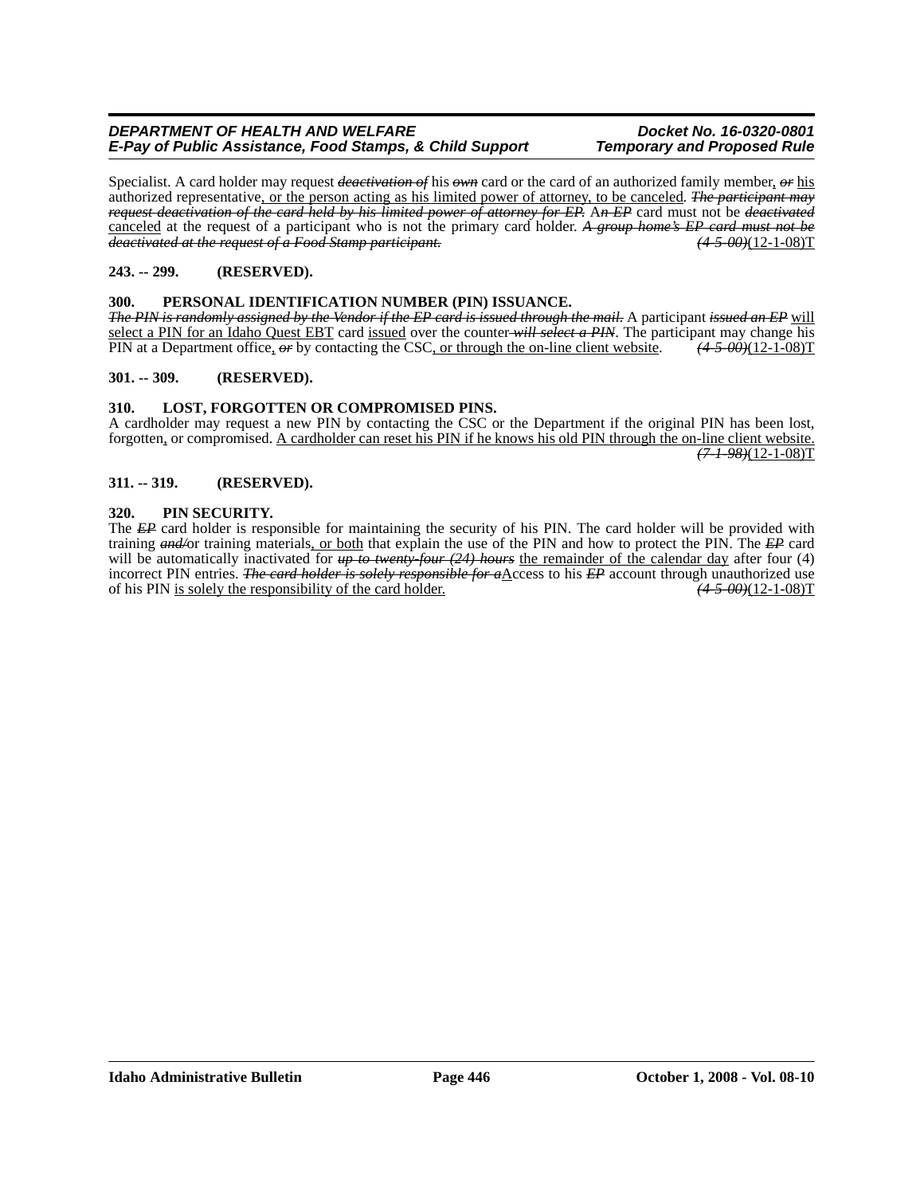Specialist. A card holder may request ~~*deactivation of*~~ his ~~*own*~~ card or the card of an authorized family member, ~~*or*~~ his authorized representative, or the person acting as his limited power of attorney, to be canceled. ~~*The participant may request deactivation of the card held by his limited power of attorney for EP.*~~ A~~*n EP*~~ card must not be ~~*deactivated*~~ canceled at the request of a participant who is not the primary card holder. ~~*A group home's EP card must not be deactivated at the request of a Food Stamp participant.*~~ ~~*(4-5-00)*~~(12-1-08)T

**243. -- 299. (RESERVED).**

**300. PERSONAL IDENTIFICATION NUMBER (PIN) ISSUANCE.**

~~*The PIN is randomly assigned by the Vendor if the EP card is issued through the mail.*~~ A participant ~~*issued an EP*~~ will select a PIN for an Idaho Quest EBT card issued over the counter ~~*will select a PIN*~~. The participant may change his PIN at a Department office, ~~*or*~~ by contacting the CSC, or through the on-line client website. ~~*(4-5-00)*~~(12-1-08)T

**301. -- 309. (RESERVED).**

**310. LOST, FORGOTTEN OR COMPROMISED PINS.**

A cardholder may request a new PIN by contacting the CSC or the Department if the original PIN has been lost, forgotten, or compromised. A cardholder can reset his PIN if he knows his old PIN through the on-line client website. ~~*(7-1-98)*~~(12-1-08)T

**311. -- 319. (RESERVED).**

**320. PIN SECURITY.**

The ~~*EP*~~ card holder is responsible for maintaining the security of his PIN. The card holder will be provided with training ~~*and/*~~or training materials, or both that explain the use of the PIN and how to protect the PIN. The ~~*EP*~~ card will be automatically inactivated for ~~*up to twenty-four (24) hours*~~ the remainder of the calendar day after four (4) incorrect PIN entries. ~~*The card holder is solely responsible for a*~~Access to his ~~*EP*~~ account through unauthorized use of his PIN is solely the responsibility of the card holder. ~~*(4-5-00)*~~(12-1-08)T